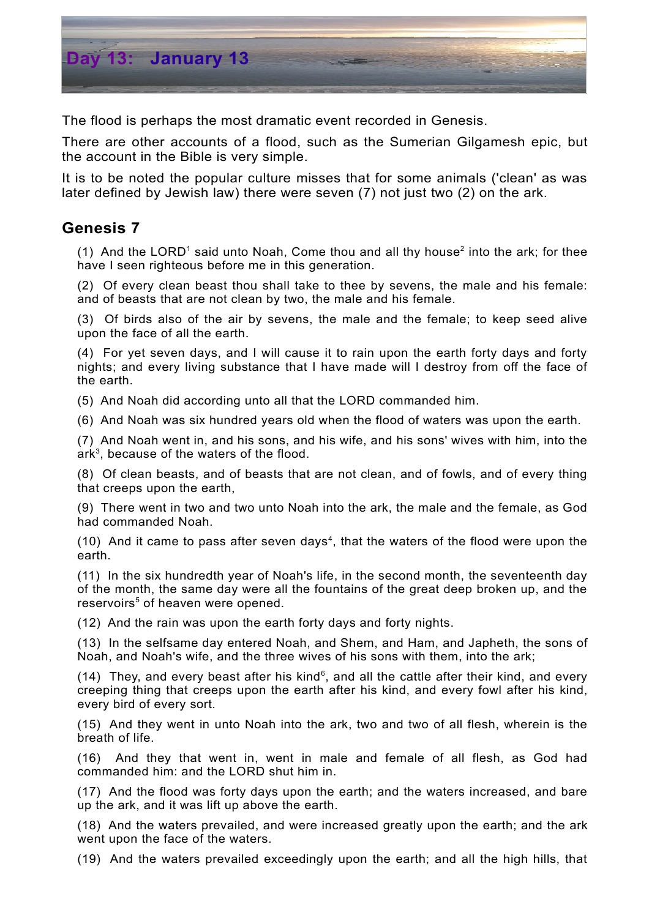# Day 13: January 13

The flood is perhaps the most dramatic event recorded in Genesis.

There are other accounts of a flood, such as the Sumerian Gilgamesh epic, but the account in the Bible is very simple.

It is to be noted the popular culture misses that for some animals ('clean' as was later defined by Jewish law) there were seven (7) not just two (2) on the ark.

## Genesis 7

(1) And the LORD[1] said unto Noah, Come thou and all thy house[2] into the ark; for thee have I seen righteous before me in this generation.

(2) Of every clean beast thou shall take to thee by sevens, the male and his female: and of beasts that are not clean by two, the male and his female.

(3) Of birds also of the air by sevens, the male and the female; to keep seed alive upon the face of all the earth.

(4) For yet seven days, and I will cause it to rain upon the earth forty days and forty nights; and every living substance that I have made will I destroy from off the face of the earth.

(5) And Noah did according unto all that the LORD commanded him.

(6) And Noah was six hundred years old when the flood of waters was upon the earth.

(7) And Noah went in, and his sons, and his wife, and his sons' wives with him, into the ark[3], because of the waters of the flood.

(8) Of clean beasts, and of beasts that are not clean, and of fowls, and of every thing that creeps upon the earth,

(9) There went in two and two unto Noah into the ark, the male and the female, as God had commanded Noah.

(10) And it came to pass after seven days[4], that the waters of the flood were upon the earth.

(11) In the six hundredth year of Noah's life, in the second month, the seventeenth day of the month, the same day were all the fountains of the great deep broken up, and the reservoirs[5] of heaven were opened.

(12) And the rain was upon the earth forty days and forty nights.

(13) In the selfsame day entered Noah, and Shem, and Ham, and Japheth, the sons of Noah, and Noah's wife, and the three wives of his sons with them, into the ark;

(14) They, and every beast after his kind[6], and all the cattle after their kind, and every creeping thing that creeps upon the earth after his kind, and every fowl after his kind, every bird of every sort.

(15) And they went in unto Noah into the ark, two and two of all flesh, wherein is the breath of life.

(16) And they that went in, went in male and female of all flesh, as God had commanded him: and the LORD shut him in.

(17) And the flood was forty days upon the earth; and the waters increased, and bare up the ark, and it was lift up above the earth.

(18) And the waters prevailed, and were increased greatly upon the earth; and the ark went upon the face of the waters.

(19) And the waters prevailed exceedingly upon the earth; and all the high hills, that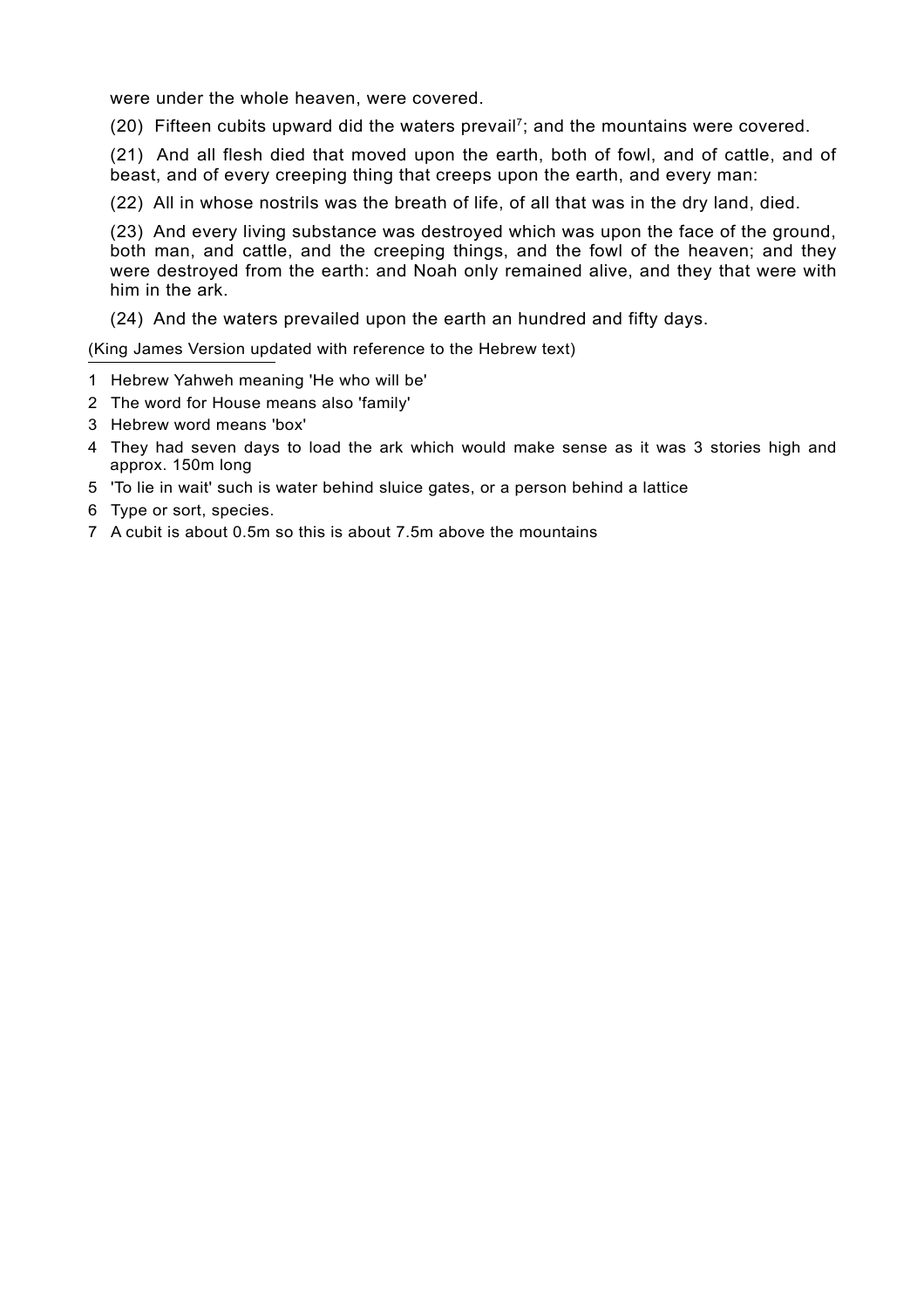were under the whole heaven, were covered.

(20) Fifteen cubits upward did the waters prevail[7]; and the mountains were covered.

(21) And all flesh died that moved upon the earth, both of fowl, and of cattle, and of beast, and of every creeping thing that creeps upon the earth, and every man:

(22) All in whose nostrils was the breath of life, of all that was in the dry land, died.

(23) And every living substance was destroyed which was upon the face of the ground, both man, and cattle, and the creeping things, and the fowl of the heaven; and they were destroyed from the earth: and Noah only remained alive, and they that were with him in the ark.

(24) And the waters prevailed upon the earth an hundred and fifty days.

(King James Version updated with reference to the Hebrew text)

---

1 Hebrew Yahweh meaning 'He who will be'

2 The word for House means also 'family'

3 Hebrew word means 'box'

4 They had seven days to load the ark which would make sense as it was 3 stories high and approx. 150m long

5 'To lie in wait' such is water behind sluice gates, or a person behind a lattice

6 Type or sort, species.

7 A cubit is about 0.5m so this is about 7.5m above the mountains